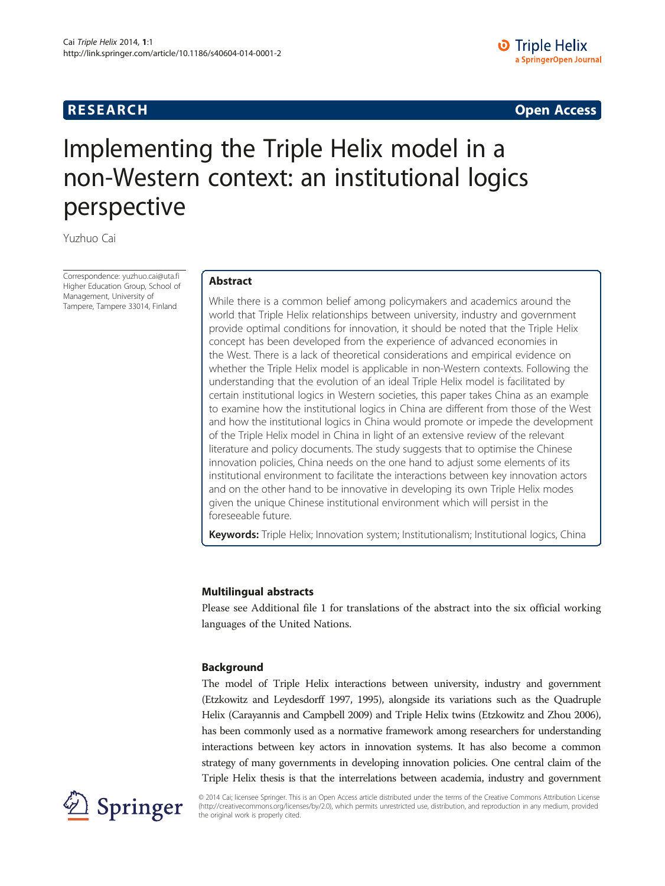**RESEARCH** **Open Access**

# Implementing the Triple Helix model in a non-Western context: an institutional logics perspective

Yuzhuo Cai

Correspondence: yuzhuo.cai@uta.fi
Higher Education Group, School of Management, University of Tampere, Tampere 33014, Finland

## Abstract

While there is a common belief among policymakers and academics around the world that Triple Helix relationships between university, industry and government provide optimal conditions for innovation, it should be noted that the Triple Helix concept has been developed from the experience of advanced economies in the West. There is a lack of theoretical considerations and empirical evidence on whether the Triple Helix model is applicable in non-Western contexts. Following the understanding that the evolution of an ideal Triple Helix model is facilitated by certain institutional logics in Western societies, this paper takes China as an example to examine how the institutional logics in China are different from those of the West and how the institutional logics in China would promote or impede the development of the Triple Helix model in China in light of an extensive review of the relevant literature and policy documents. The study suggests that to optimise the Chinese innovation policies, China needs on the one hand to adjust some elements of its institutional environment to facilitate the interactions between key innovation actors and on the other hand to be innovative in developing its own Triple Helix modes given the unique Chinese institutional environment which will persist in the foreseeable future.

**Keywords:** Triple Helix; Innovation system; Institutionalism; Institutional logics, China

### Multilingual abstracts

Please see Additional file 1 for translations of the abstract into the six official working languages of the United Nations.

### Background

The model of Triple Helix interactions between university, industry and government (Etzkowitz and Leydesdorff 1997, 1995), alongside its variations such as the Quadruple Helix (Carayannis and Campbell 2009) and Triple Helix twins (Etzkowitz and Zhou 2006), has been commonly used as a normative framework among researchers for understanding interactions between key actors in innovation systems. It has also become a common strategy of many governments in developing innovation policies. One central claim of the Triple Helix thesis is that the interrelations between academia, industry and government

© 2014 Cai; licensee Springer. This is an Open Access article distributed under the terms of the Creative Commons Attribution License (http://creativecommons.org/licenses/by/2.0), which permits unrestricted use, distribution, and reproduction in any medium, provided the original work is properly cited.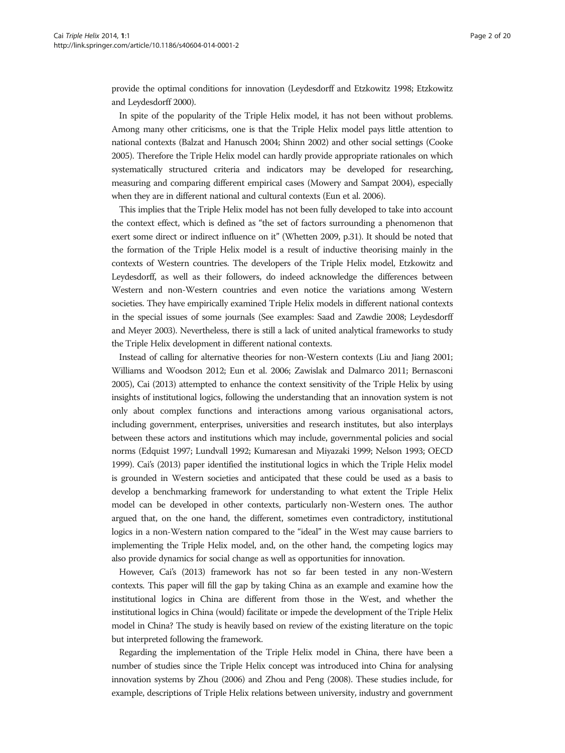provide the optimal conditions for innovation (Leydesdorff and Etzkowitz 1998; Etzkowitz and Leydesdorff 2000).

In spite of the popularity of the Triple Helix model, it has not been without problems. Among many other criticisms, one is that the Triple Helix model pays little attention to national contexts (Balzat and Hanusch 2004; Shinn 2002) and other social settings (Cooke 2005). Therefore the Triple Helix model can hardly provide appropriate rationales on which systematically structured criteria and indicators may be developed for researching, measuring and comparing different empirical cases (Mowery and Sampat 2004), especially when they are in different national and cultural contexts (Eun et al. 2006).

This implies that the Triple Helix model has not been fully developed to take into account the context effect, which is defined as "the set of factors surrounding a phenomenon that exert some direct or indirect influence on it" (Whetten 2009, p.31). It should be noted that the formation of the Triple Helix model is a result of inductive theorising mainly in the contexts of Western countries. The developers of the Triple Helix model, Etzkowitz and Leydesdorff, as well as their followers, do indeed acknowledge the differences between Western and non-Western countries and even notice the variations among Western societies. They have empirically examined Triple Helix models in different national contexts in the special issues of some journals (See examples: Saad and Zawdie 2008; Leydesdorff and Meyer 2003). Nevertheless, there is still a lack of united analytical frameworks to study the Triple Helix development in different national contexts.

Instead of calling for alternative theories for non-Western contexts (Liu and Jiang 2001; Williams and Woodson 2012; Eun et al. 2006; Zawislak and Dalmarco 2011; Bernasconi 2005), Cai (2013) attempted to enhance the context sensitivity of the Triple Helix by using insights of institutional logics, following the understanding that an innovation system is not only about complex functions and interactions among various organisational actors, including government, enterprises, universities and research institutes, but also interplays between these actors and institutions which may include, governmental policies and social norms (Edquist 1997; Lundvall 1992; Kumaresan and Miyazaki 1999; Nelson 1993; OECD 1999). Cai's (2013) paper identified the institutional logics in which the Triple Helix model is grounded in Western societies and anticipated that these could be used as a basis to develop a benchmarking framework for understanding to what extent the Triple Helix model can be developed in other contexts, particularly non-Western ones. The author argued that, on the one hand, the different, sometimes even contradictory, institutional logics in a non-Western nation compared to the "ideal" in the West may cause barriers to implementing the Triple Helix model, and, on the other hand, the competing logics may also provide dynamics for social change as well as opportunities for innovation.

However, Cai's (2013) framework has not so far been tested in any non-Western contexts. This paper will fill the gap by taking China as an example and examine how the institutional logics in China are different from those in the West, and whether the institutional logics in China (would) facilitate or impede the development of the Triple Helix model in China? The study is heavily based on review of the existing literature on the topic but interpreted following the framework.

Regarding the implementation of the Triple Helix model in China, there have been a number of studies since the Triple Helix concept was introduced into China for analysing innovation systems by Zhou (2006) and Zhou and Peng (2008). These studies include, for example, descriptions of Triple Helix relations between university, industry and government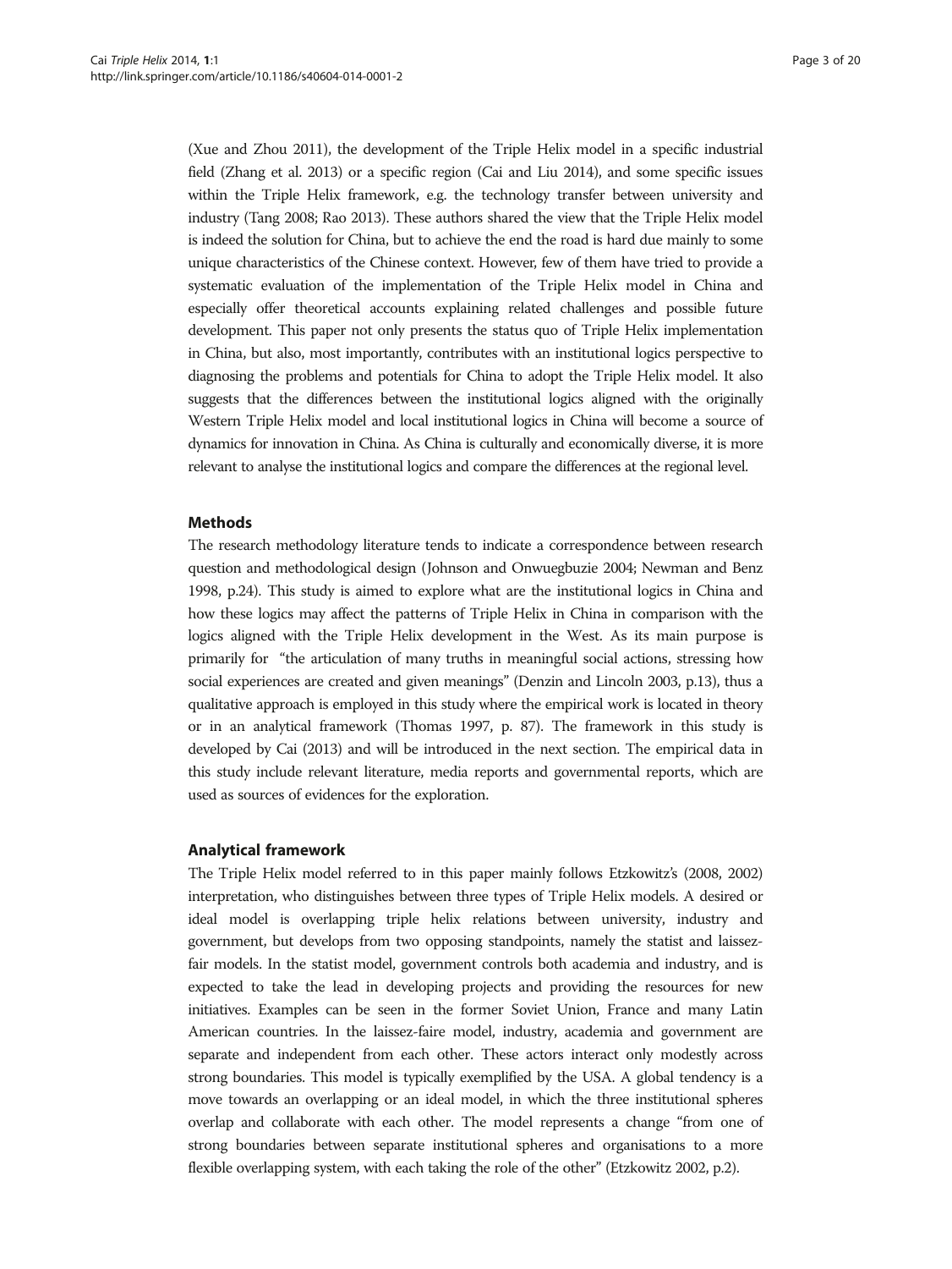(Xue and Zhou 2011), the development of the Triple Helix model in a specific industrial field (Zhang et al. 2013) or a specific region (Cai and Liu 2014), and some specific issues within the Triple Helix framework, e.g. the technology transfer between university and industry (Tang 2008; Rao 2013). These authors shared the view that the Triple Helix model is indeed the solution for China, but to achieve the end the road is hard due mainly to some unique characteristics of the Chinese context. However, few of them have tried to provide a systematic evaluation of the implementation of the Triple Helix model in China and especially offer theoretical accounts explaining related challenges and possible future development. This paper not only presents the status quo of Triple Helix implementation in China, but also, most importantly, contributes with an institutional logics perspective to diagnosing the problems and potentials for China to adopt the Triple Helix model. It also suggests that the differences between the institutional logics aligned with the originally Western Triple Helix model and local institutional logics in China will become a source of dynamics for innovation in China. As China is culturally and economically diverse, it is more relevant to analyse the institutional logics and compare the differences at the regional level.

## Methods

The research methodology literature tends to indicate a correspondence between research question and methodological design (Johnson and Onwuegbuzie 2004; Newman and Benz 1998, p.24). This study is aimed to explore what are the institutional logics in China and how these logics may affect the patterns of Triple Helix in China in comparison with the logics aligned with the Triple Helix development in the West. As its main purpose is primarily for "the articulation of many truths in meaningful social actions, stressing how social experiences are created and given meanings" (Denzin and Lincoln 2003, p.13), thus a qualitative approach is employed in this study where the empirical work is located in theory or in an analytical framework (Thomas 1997, p. 87). The framework in this study is developed by Cai (2013) and will be introduced in the next section. The empirical data in this study include relevant literature, media reports and governmental reports, which are used as sources of evidences for the exploration.

## Analytical framework

The Triple Helix model referred to in this paper mainly follows Etzkowitz's (2008, 2002) interpretation, who distinguishes between three types of Triple Helix models. A desired or ideal model is overlapping triple helix relations between university, industry and government, but develops from two opposing standpoints, namely the statist and laissez-fair models. In the statist model, government controls both academia and industry, and is expected to take the lead in developing projects and providing the resources for new initiatives. Examples can be seen in the former Soviet Union, France and many Latin American countries. In the laissez-faire model, industry, academia and government are separate and independent from each other. These actors interact only modestly across strong boundaries. This model is typically exemplified by the USA. A global tendency is a move towards an overlapping or an ideal model, in which the three institutional spheres overlap and collaborate with each other. The model represents a change "from one of strong boundaries between separate institutional spheres and organisations to a more flexible overlapping system, with each taking the role of the other" (Etzkowitz 2002, p.2).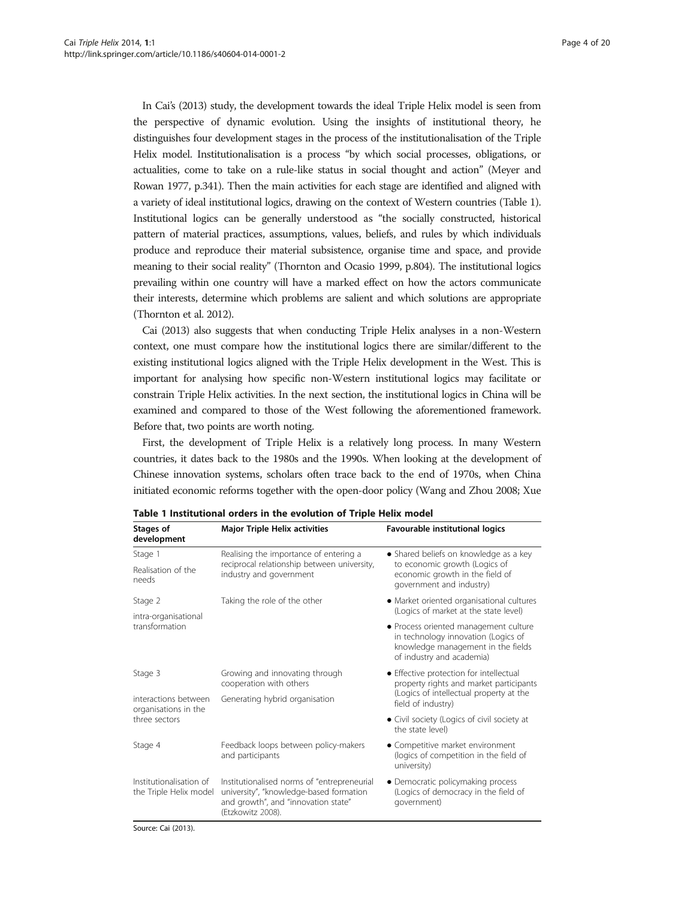In Cai's (2013) study, the development towards the ideal Triple Helix model is seen from the perspective of dynamic evolution. Using the insights of institutional theory, he distinguishes four development stages in the process of the institutionalisation of the Triple Helix model. Institutionalisation is a process "by which social processes, obligations, or actualities, come to take on a rule-like status in social thought and action" (Meyer and Rowan 1977, p.341). Then the main activities for each stage are identified and aligned with a variety of ideal institutional logics, drawing on the context of Western countries (Table 1). Institutional logics can be generally understood as "the socially constructed, historical pattern of material practices, assumptions, values, beliefs, and rules by which individuals produce and reproduce their material subsistence, organise time and space, and provide meaning to their social reality" (Thornton and Ocasio 1999, p.804). The institutional logics prevailing within one country will have a marked effect on how the actors communicate their interests, determine which problems are salient and which solutions are appropriate (Thornton et al. 2012).

Cai (2013) also suggests that when conducting Triple Helix analyses in a non-Western context, one must compare how the institutional logics there are similar/different to the existing institutional logics aligned with the Triple Helix development in the West. This is important for analysing how specific non-Western institutional logics may facilitate or constrain Triple Helix activities. In the next section, the institutional logics in China will be examined and compared to those of the West following the aforementioned framework. Before that, two points are worth noting.

First, the development of Triple Helix is a relatively long process. In many Western countries, it dates back to the 1980s and the 1990s. When looking at the development of Chinese innovation systems, scholars often trace back to the end of 1970s, when China initiated economic reforms together with the open-door policy (Wang and Zhou 2008; Xue

**Table 1 Institutional orders in the evolution of Triple Helix model**

| Stages of development | Major Triple Helix activities | Favourable institutional logics |
|---|---|---|
| Stage 1<br>Realisation of the needs | Realising the importance of entering a reciprocal relationship between university, industry and government | • Shared beliefs on knowledge as a key to economic growth (Logics of economic growth in the field of government and industry) |
| Stage 2<br>intra-organisational transformation | Taking the role of the other | • Market oriented organisational cultures (Logics of market at the state level)<br>• Process oriented management culture in technology innovation (Logics of knowledge management in the fields of industry and academia) |
| Stage 3<br>interactions between organisations in the three sectors | Growing and innovating through cooperation with others<br>Generating hybrid organisation | • Effective protection for intellectual property rights and market participants (Logics of intellectual property at the field of industry)<br>• Civil society (Logics of civil society at the state level) |
| Stage 4<br>Institutionalisation of the Triple Helix model | Feedback loops between policy-makers and participants<br>Institutionalised norms of "entrepreneurial university", "knowledge-based formation and growth", and "innovation state" (Etzkowitz 2008). | • Competitive market environment (logics of competition in the field of university)<br>• Democratic policymaking process (Logics of democracy in the field of government) |

Source: Cai (2013).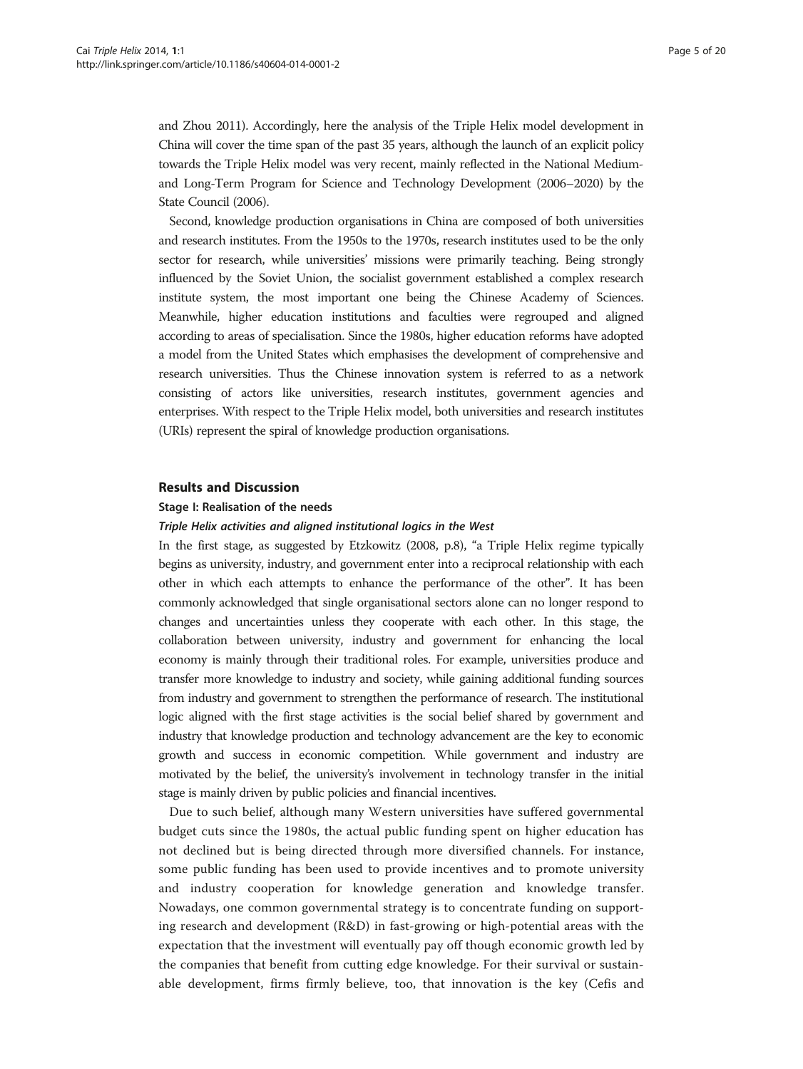and Zhou 2011). Accordingly, here the analysis of the Triple Helix model development in China will cover the time span of the past 35 years, although the launch of an explicit policy towards the Triple Helix model was very recent, mainly reflected in the National Medium- and Long-Term Program for Science and Technology Development (2006–2020) by the State Council (2006).

Second, knowledge production organisations in China are composed of both universities and research institutes. From the 1950s to the 1970s, research institutes used to be the only sector for research, while universities' missions were primarily teaching. Being strongly influenced by the Soviet Union, the socialist government established a complex research institute system, the most important one being the Chinese Academy of Sciences. Meanwhile, higher education institutions and faculties were regrouped and aligned according to areas of specialisation. Since the 1980s, higher education reforms have adopted a model from the United States which emphasises the development of comprehensive and research universities. Thus the Chinese innovation system is referred to as a network consisting of actors like universities, research institutes, government agencies and enterprises. With respect to the Triple Helix model, both universities and research institutes (URIs) represent the spiral of knowledge production organisations.

## Results and Discussion

### Stage I: Realisation of the needs

#### *Triple Helix activities and aligned institutional logics in the West*

In the first stage, as suggested by Etzkowitz (2008, p.8), "a Triple Helix regime typically begins as university, industry, and government enter into a reciprocal relationship with each other in which each attempts to enhance the performance of the other". It has been commonly acknowledged that single organisational sectors alone can no longer respond to changes and uncertainties unless they cooperate with each other. In this stage, the collaboration between university, industry and government for enhancing the local economy is mainly through their traditional roles. For example, universities produce and transfer more knowledge to industry and society, while gaining additional funding sources from industry and government to strengthen the performance of research. The institutional logic aligned with the first stage activities is the social belief shared by government and industry that knowledge production and technology advancement are the key to economic growth and success in economic competition. While government and industry are motivated by the belief, the university's involvement in technology transfer in the initial stage is mainly driven by public policies and financial incentives.

Due to such belief, although many Western universities have suffered governmental budget cuts since the 1980s, the actual public funding spent on higher education has not declined but is being directed through more diversified channels. For instance, some public funding has been used to provide incentives and to promote university and industry cooperation for knowledge generation and knowledge transfer. Nowadays, one common governmental strategy is to concentrate funding on supporting research and development (R&D) in fast-growing or high-potential areas with the expectation that the investment will eventually pay off though economic growth led by the companies that benefit from cutting edge knowledge. For their survival or sustainable development, firms firmly believe, too, that innovation is the key (Cefis and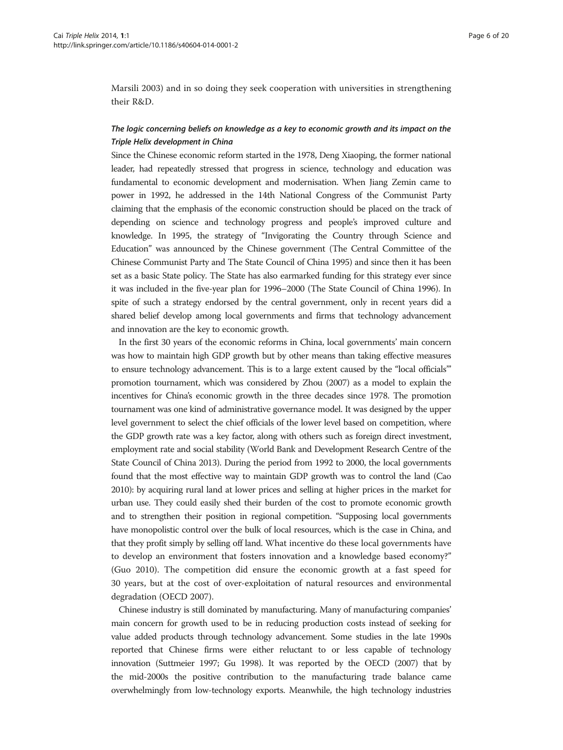Marsili 2003) and in so doing they seek cooperation with universities in strengthening their R&D.

### *The logic concerning beliefs on knowledge as a key to economic growth and its impact on the Triple Helix development in China*

Since the Chinese economic reform started in the 1978, Deng Xiaoping, the former national leader, had repeatedly stressed that progress in science, technology and education was fundamental to economic development and modernisation. When Jiang Zemin came to power in 1992, he addressed in the 14th National Congress of the Communist Party claiming that the emphasis of the economic construction should be placed on the track of depending on science and technology progress and people's improved culture and knowledge. In 1995, the strategy of "Invigorating the Country through Science and Education" was announced by the Chinese government (The Central Committee of the Chinese Communist Party and The State Council of China 1995) and since then it has been set as a basic State policy. The State has also earmarked funding for this strategy ever since it was included in the five-year plan for 1996–2000 (The State Council of China 1996). In spite of such a strategy endorsed by the central government, only in recent years did a shared belief develop among local governments and firms that technology advancement and innovation are the key to economic growth.

In the first 30 years of the economic reforms in China, local governments' main concern was how to maintain high GDP growth but by other means than taking effective measures to ensure technology advancement. This is to a large extent caused by the "local officials'" promotion tournament, which was considered by Zhou (2007) as a model to explain the incentives for China's economic growth in the three decades since 1978. The promotion tournament was one kind of administrative governance model. It was designed by the upper level government to select the chief officials of the lower level based on competition, where the GDP growth rate was a key factor, along with others such as foreign direct investment, employment rate and social stability (World Bank and Development Research Centre of the State Council of China 2013). During the period from 1992 to 2000, the local governments found that the most effective way to maintain GDP growth was to control the land (Cao 2010): by acquiring rural land at lower prices and selling at higher prices in the market for urban use. They could easily shed their burden of the cost to promote economic growth and to strengthen their position in regional competition. "Supposing local governments have monopolistic control over the bulk of local resources, which is the case in China, and that they profit simply by selling off land. What incentive do these local governments have to develop an environment that fosters innovation and a knowledge based economy?" (Guo 2010). The competition did ensure the economic growth at a fast speed for 30 years, but at the cost of over-exploitation of natural resources and environmental degradation (OECD 2007).

Chinese industry is still dominated by manufacturing. Many of manufacturing companies' main concern for growth used to be in reducing production costs instead of seeking for value added products through technology advancement. Some studies in the late 1990s reported that Chinese firms were either reluctant to or less capable of technology innovation (Suttmeier 1997; Gu 1998). It was reported by the OECD (2007) that by the mid-2000s the positive contribution to the manufacturing trade balance came overwhelmingly from low-technology exports. Meanwhile, the high technology industries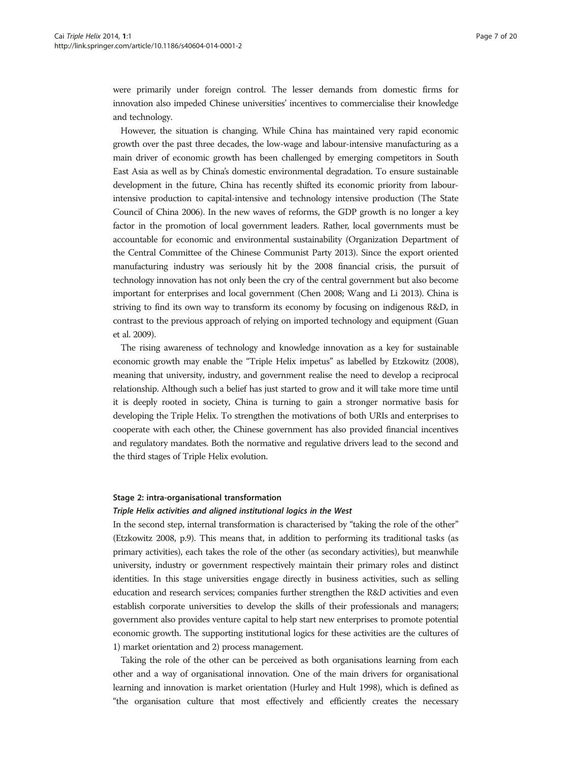were primarily under foreign control. The lesser demands from domestic firms for innovation also impeded Chinese universities' incentives to commercialise their knowledge and technology.

However, the situation is changing. While China has maintained very rapid economic growth over the past three decades, the low-wage and labour-intensive manufacturing as a main driver of economic growth has been challenged by emerging competitors in South East Asia as well as by China's domestic environmental degradation. To ensure sustainable development in the future, China has recently shifted its economic priority from labour-intensive production to capital-intensive and technology intensive production (The State Council of China 2006). In the new waves of reforms, the GDP growth is no longer a key factor in the promotion of local government leaders. Rather, local governments must be accountable for economic and environmental sustainability (Organization Department of the Central Committee of the Chinese Communist Party 2013). Since the export oriented manufacturing industry was seriously hit by the 2008 financial crisis, the pursuit of technology innovation has not only been the cry of the central government but also become important for enterprises and local government (Chen 2008; Wang and Li 2013). China is striving to find its own way to transform its economy by focusing on indigenous R&D, in contrast to the previous approach of relying on imported technology and equipment (Guan et al. 2009).

The rising awareness of technology and knowledge innovation as a key for sustainable economic growth may enable the "Triple Helix impetus" as labelled by Etzkowitz (2008), meaning that university, industry, and government realise the need to develop a reciprocal relationship. Although such a belief has just started to grow and it will take more time until it is deeply rooted in society, China is turning to gain a stronger normative basis for developing the Triple Helix. To strengthen the motivations of both URIs and enterprises to cooperate with each other, the Chinese government has also provided financial incentives and regulatory mandates. Both the normative and regulative drivers lead to the second and the third stages of Triple Helix evolution.

### Stage 2: intra-organisational transformation

#### *Triple Helix activities and aligned institutional logics in the West*

In the second step, internal transformation is characterised by "taking the role of the other" (Etzkowitz 2008, p.9). This means that, in addition to performing its traditional tasks (as primary activities), each takes the role of the other (as secondary activities), but meanwhile university, industry or government respectively maintain their primary roles and distinct identities. In this stage universities engage directly in business activities, such as selling education and research services; companies further strengthen the R&D activities and even establish corporate universities to develop the skills of their professionals and managers; government also provides venture capital to help start new enterprises to promote potential economic growth. The supporting institutional logics for these activities are the cultures of 1) market orientation and 2) process management.

Taking the role of the other can be perceived as both organisations learning from each other and a way of organisational innovation. One of the main drivers for organisational learning and innovation is market orientation (Hurley and Hult 1998), which is defined as "the organisation culture that most effectively and efficiently creates the necessary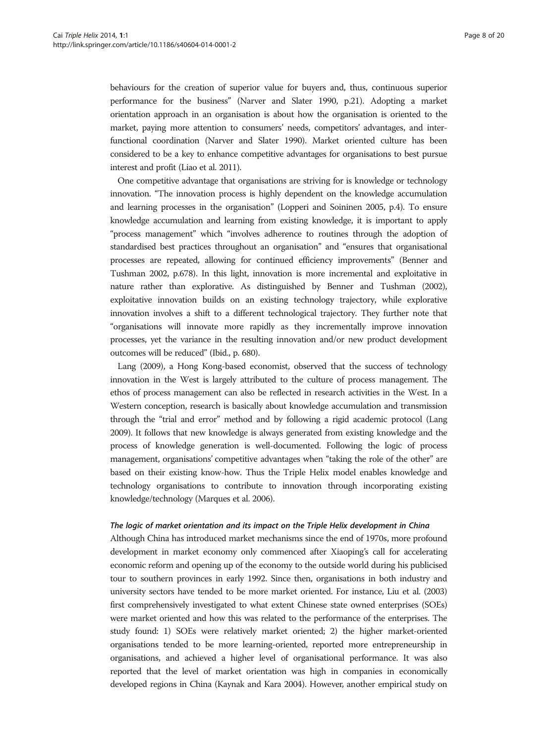behaviours for the creation of superior value for buyers and, thus, continuous superior performance for the business" (Narver and Slater 1990, p.21). Adopting a market orientation approach in an organisation is about how the organisation is oriented to the market, paying more attention to consumers' needs, competitors' advantages, and inter-functional coordination (Narver and Slater 1990). Market oriented culture has been considered to be a key to enhance competitive advantages for organisations to best pursue interest and profit (Liao et al. 2011).

One competitive advantage that organisations are striving for is knowledge or technology innovation. "The innovation process is highly dependent on the knowledge accumulation and learning processes in the organisation" (Lopperi and Soininen 2005, p.4). To ensure knowledge accumulation and learning from existing knowledge, it is important to apply "process management" which "involves adherence to routines through the adoption of standardised best practices throughout an organisation" and "ensures that organisational processes are repeated, allowing for continued efficiency improvements" (Benner and Tushman 2002, p.678). In this light, innovation is more incremental and exploitative in nature rather than explorative. As distinguished by Benner and Tushman (2002), exploitative innovation builds on an existing technology trajectory, while explorative innovation involves a shift to a different technological trajectory. They further note that "organisations will innovate more rapidly as they incrementally improve innovation processes, yet the variance in the resulting innovation and/or new product development outcomes will be reduced" (Ibid., p. 680).

Lang (2009), a Hong Kong-based economist, observed that the success of technology innovation in the West is largely attributed to the culture of process management. The ethos of process management can also be reflected in research activities in the West. In a Western conception, research is basically about knowledge accumulation and transmission through the "trial and error" method and by following a rigid academic protocol (Lang 2009). It follows that new knowledge is always generated from existing knowledge and the process of knowledge generation is well-documented. Following the logic of process management, organisations' competitive advantages when "taking the role of the other" are based on their existing know-how. Thus the Triple Helix model enables knowledge and technology organisations to contribute to innovation through incorporating existing knowledge/technology (Marques et al. 2006).

#### *The logic of market orientation and its impact on the Triple Helix development in China*

Although China has introduced market mechanisms since the end of 1970s, more profound development in market economy only commenced after Xiaoping's call for accelerating economic reform and opening up of the economy to the outside world during his publicised tour to southern provinces in early 1992. Since then, organisations in both industry and university sectors have tended to be more market oriented. For instance, Liu et al. (2003) first comprehensively investigated to what extent Chinese state owned enterprises (SOEs) were market oriented and how this was related to the performance of the enterprises. The study found: 1) SOEs were relatively market oriented; 2) the higher market-oriented organisations tended to be more learning-oriented, reported more entrepreneurship in organisations, and achieved a higher level of organisational performance. It was also reported that the level of market orientation was high in companies in economically developed regions in China (Kaynak and Kara 2004). However, another empirical study on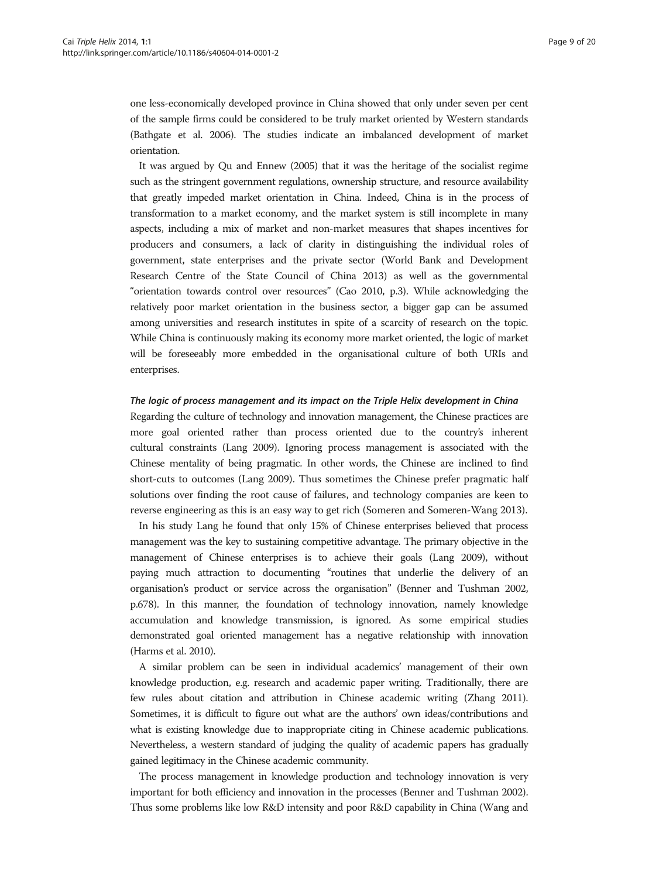one less-economically developed province in China showed that only under seven per cent of the sample firms could be considered to be truly market oriented by Western standards (Bathgate et al. 2006). The studies indicate an imbalanced development of market orientation.

It was argued by Qu and Ennew (2005) that it was the heritage of the socialist regime such as the stringent government regulations, ownership structure, and resource availability that greatly impeded market orientation in China. Indeed, China is in the process of transformation to a market economy, and the market system is still incomplete in many aspects, including a mix of market and non-market measures that shapes incentives for producers and consumers, a lack of clarity in distinguishing the individual roles of government, state enterprises and the private sector (World Bank and Development Research Centre of the State Council of China 2013) as well as the governmental "orientation towards control over resources" (Cao 2010, p.3). While acknowledging the relatively poor market orientation in the business sector, a bigger gap can be assumed among universities and research institutes in spite of a scarcity of research on the topic. While China is continuously making its economy more market oriented, the logic of market will be foreseeably more embedded in the organisational culture of both URIs and enterprises.

#### *The logic of process management and its impact on the Triple Helix development in China*

Regarding the culture of technology and innovation management, the Chinese practices are more goal oriented rather than process oriented due to the country's inherent cultural constraints (Lang 2009). Ignoring process management is associated with the Chinese mentality of being pragmatic. In other words, the Chinese are inclined to find short-cuts to outcomes (Lang 2009). Thus sometimes the Chinese prefer pragmatic half solutions over finding the root cause of failures, and technology companies are keen to reverse engineering as this is an easy way to get rich (Someren and Someren-Wang 2013).

In his study Lang he found that only 15% of Chinese enterprises believed that process management was the key to sustaining competitive advantage. The primary objective in the management of Chinese enterprises is to achieve their goals (Lang 2009), without paying much attraction to documenting "routines that underlie the delivery of an organisation's product or service across the organisation" (Benner and Tushman 2002, p.678). In this manner, the foundation of technology innovation, namely knowledge accumulation and knowledge transmission, is ignored. As some empirical studies demonstrated goal oriented management has a negative relationship with innovation (Harms et al. 2010).

A similar problem can be seen in individual academics' management of their own knowledge production, e.g. research and academic paper writing. Traditionally, there are few rules about citation and attribution in Chinese academic writing (Zhang 2011). Sometimes, it is difficult to figure out what are the authors' own ideas/contributions and what is existing knowledge due to inappropriate citing in Chinese academic publications. Nevertheless, a western standard of judging the quality of academic papers has gradually gained legitimacy in the Chinese academic community.

The process management in knowledge production and technology innovation is very important for both efficiency and innovation in the processes (Benner and Tushman 2002). Thus some problems like low R&D intensity and poor R&D capability in China (Wang and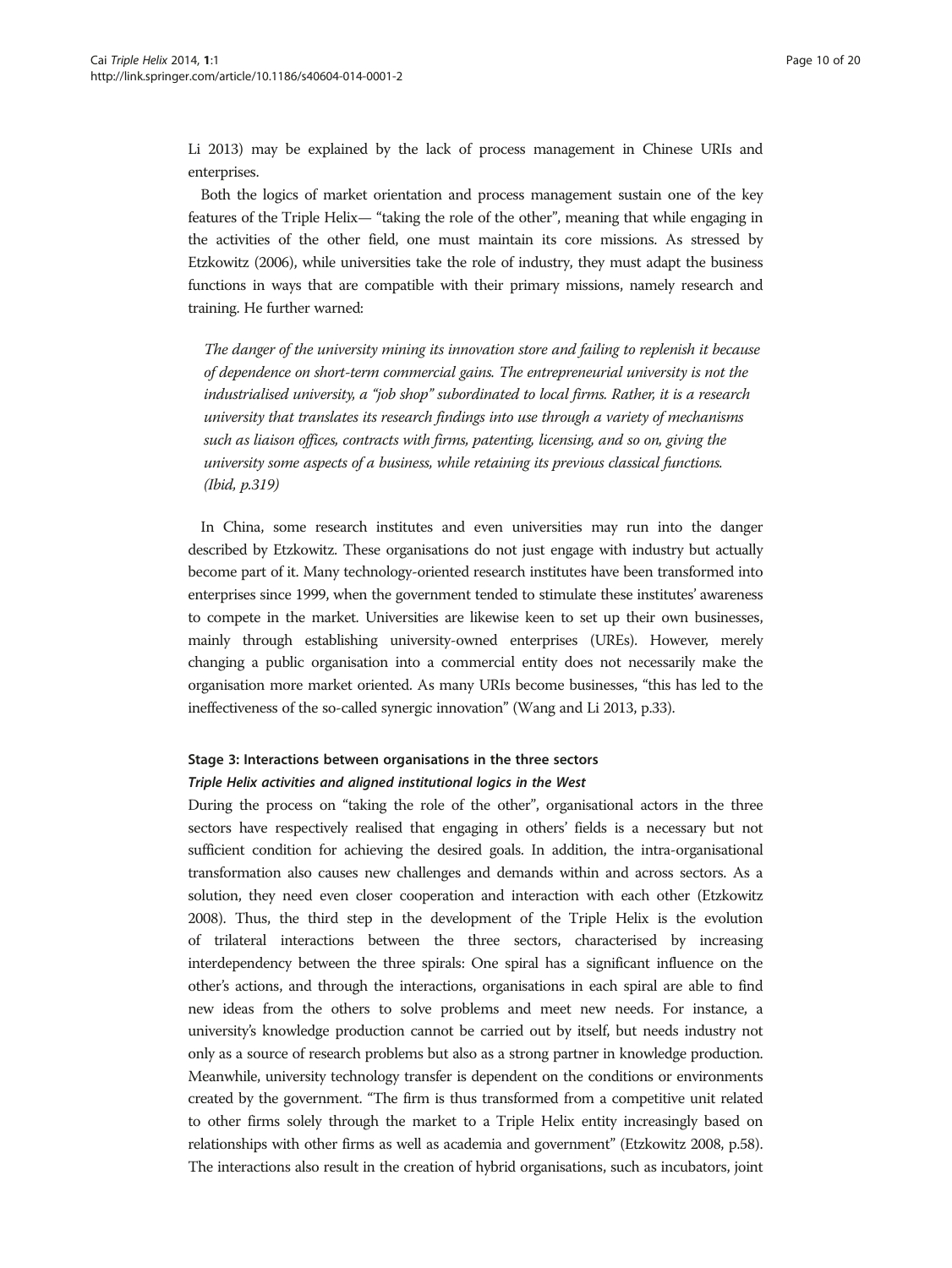Li 2013) may be explained by the lack of process management in Chinese URIs and enterprises.

Both the logics of market orientation and process management sustain one of the key features of the Triple Helix— "taking the role of the other", meaning that while engaging in the activities of the other field, one must maintain its core missions. As stressed by Etzkowitz (2006), while universities take the role of industry, they must adapt the business functions in ways that are compatible with their primary missions, namely research and training. He further warned:

> *The danger of the university mining its innovation store and failing to replenish it because of dependence on short-term commercial gains. The entrepreneurial university is not the industrialised university, a "job shop" subordinated to local firms. Rather, it is a research university that translates its research findings into use through a variety of mechanisms such as liaison offices, contracts with firms, patenting, licensing, and so on, giving the university some aspects of a business, while retaining its previous classical functions. (Ibid, p.319)*

In China, some research institutes and even universities may run into the danger described by Etzkowitz. These organisations do not just engage with industry but actually become part of it. Many technology-oriented research institutes have been transformed into enterprises since 1999, when the government tended to stimulate these institutes' awareness to compete in the market. Universities are likewise keen to set up their own businesses, mainly through establishing university-owned enterprises (UREs). However, merely changing a public organisation into a commercial entity does not necessarily make the organisation more market oriented. As many URIs become businesses, "this has led to the ineffectiveness of the so-called synergic innovation" (Wang and Li 2013, p.33).

### Stage 3: Interactions between organisations in the three sectors

#### *Triple Helix activities and aligned institutional logics in the West*

During the process on "taking the role of the other", organisational actors in the three sectors have respectively realised that engaging in others' fields is a necessary but not sufficient condition for achieving the desired goals. In addition, the intra-organisational transformation also causes new challenges and demands within and across sectors. As a solution, they need even closer cooperation and interaction with each other (Etzkowitz 2008). Thus, the third step in the development of the Triple Helix is the evolution of trilateral interactions between the three sectors, characterised by increasing interdependency between the three spirals: One spiral has a significant influence on the other's actions, and through the interactions, organisations in each spiral are able to find new ideas from the others to solve problems and meet new needs. For instance, a university's knowledge production cannot be carried out by itself, but needs industry not only as a source of research problems but also as a strong partner in knowledge production. Meanwhile, university technology transfer is dependent on the conditions or environments created by the government. "The firm is thus transformed from a competitive unit related to other firms solely through the market to a Triple Helix entity increasingly based on relationships with other firms as well as academia and government" (Etzkowitz 2008, p.58). The interactions also result in the creation of hybrid organisations, such as incubators, joint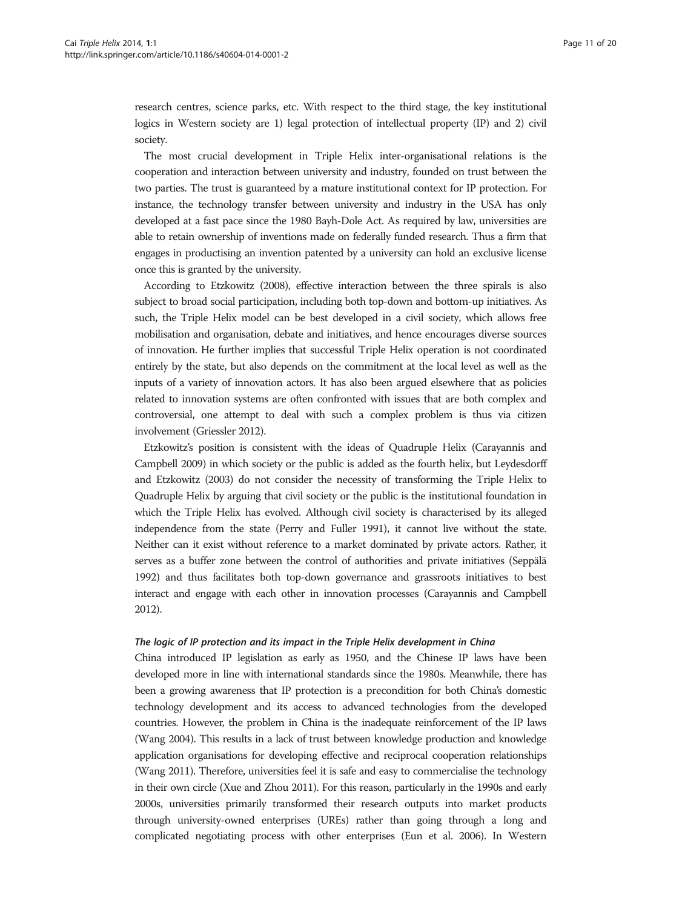research centres, science parks, etc. With respect to the third stage, the key institutional logics in Western society are 1) legal protection of intellectual property (IP) and 2) civil society.

The most crucial development in Triple Helix inter-organisational relations is the cooperation and interaction between university and industry, founded on trust between the two parties. The trust is guaranteed by a mature institutional context for IP protection. For instance, the technology transfer between university and industry in the USA has only developed at a fast pace since the 1980 Bayh-Dole Act. As required by law, universities are able to retain ownership of inventions made on federally funded research. Thus a firm that engages in productising an invention patented by a university can hold an exclusive license once this is granted by the university.

According to Etzkowitz (2008), effective interaction between the three spirals is also subject to broad social participation, including both top-down and bottom-up initiatives. As such, the Triple Helix model can be best developed in a civil society, which allows free mobilisation and organisation, debate and initiatives, and hence encourages diverse sources of innovation. He further implies that successful Triple Helix operation is not coordinated entirely by the state, but also depends on the commitment at the local level as well as the inputs of a variety of innovation actors. It has also been argued elsewhere that as policies related to innovation systems are often confronted with issues that are both complex and controversial, one attempt to deal with such a complex problem is thus via citizen involvement (Griessler 2012).

Etzkowitz's position is consistent with the ideas of Quadruple Helix (Carayannis and Campbell 2009) in which society or the public is added as the fourth helix, but Leydesdorff and Etzkowitz (2003) do not consider the necessity of transforming the Triple Helix to Quadruple Helix by arguing that civil society or the public is the institutional foundation in which the Triple Helix has evolved. Although civil society is characterised by its alleged independence from the state (Perry and Fuller 1991), it cannot live without the state. Neither can it exist without reference to a market dominated by private actors. Rather, it serves as a buffer zone between the control of authorities and private initiatives (Seppälä 1992) and thus facilitates both top-down governance and grassroots initiatives to best interact and engage with each other in innovation processes (Carayannis and Campbell 2012).

#### *The logic of IP protection and its impact in the Triple Helix development in China*

China introduced IP legislation as early as 1950, and the Chinese IP laws have been developed more in line with international standards since the 1980s. Meanwhile, there has been a growing awareness that IP protection is a precondition for both China's domestic technology development and its access to advanced technologies from the developed countries. However, the problem in China is the inadequate reinforcement of the IP laws (Wang 2004). This results in a lack of trust between knowledge production and knowledge application organisations for developing effective and reciprocal cooperation relationships (Wang 2011). Therefore, universities feel it is safe and easy to commercialise the technology in their own circle (Xue and Zhou 2011). For this reason, particularly in the 1990s and early 2000s, universities primarily transformed their research outputs into market products through university-owned enterprises (UREs) rather than going through a long and complicated negotiating process with other enterprises (Eun et al. 2006). In Western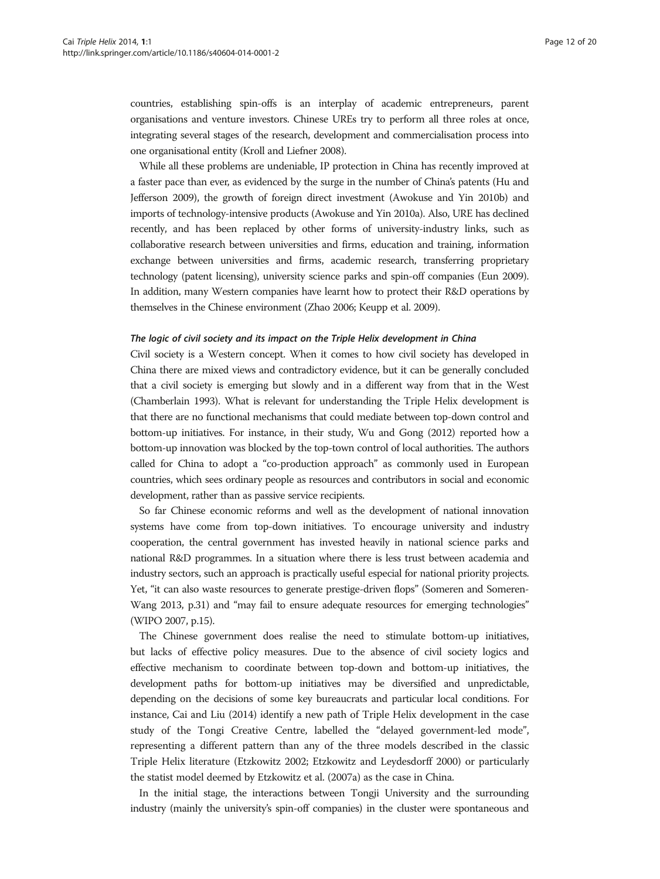countries, establishing spin-offs is an interplay of academic entrepreneurs, parent organisations and venture investors. Chinese UREs try to perform all three roles at once, integrating several stages of the research, development and commercialisation process into one organisational entity (Kroll and Liefner 2008).

While all these problems are undeniable, IP protection in China has recently improved at a faster pace than ever, as evidenced by the surge in the number of China's patents (Hu and Jefferson 2009), the growth of foreign direct investment (Awokuse and Yin 2010b) and imports of technology-intensive products (Awokuse and Yin 2010a). Also, URE has declined recently, and has been replaced by other forms of university-industry links, such as collaborative research between universities and firms, education and training, information exchange between universities and firms, academic research, transferring proprietary technology (patent licensing), university science parks and spin-off companies (Eun 2009). In addition, many Western companies have learnt how to protect their R&D operations by themselves in the Chinese environment (Zhao 2006; Keupp et al. 2009).

#### *The logic of civil society and its impact on the Triple Helix development in China*

Civil society is a Western concept. When it comes to how civil society has developed in China there are mixed views and contradictory evidence, but it can be generally concluded that a civil society is emerging but slowly and in a different way from that in the West (Chamberlain 1993). What is relevant for understanding the Triple Helix development is that there are no functional mechanisms that could mediate between top-down control and bottom-up initiatives. For instance, in their study, Wu and Gong (2012) reported how a bottom-up innovation was blocked by the top-town control of local authorities. The authors called for China to adopt a "co-production approach" as commonly used in European countries, which sees ordinary people as resources and contributors in social and economic development, rather than as passive service recipients.

So far Chinese economic reforms and well as the development of national innovation systems have come from top-down initiatives. To encourage university and industry cooperation, the central government has invested heavily in national science parks and national R&D programmes. In a situation where there is less trust between academia and industry sectors, such an approach is practically useful especial for national priority projects. Yet, "it can also waste resources to generate prestige-driven flops" (Someren and Someren-Wang 2013, p.31) and "may fail to ensure adequate resources for emerging technologies" (WIPO 2007, p.15).

The Chinese government does realise the need to stimulate bottom-up initiatives, but lacks of effective policy measures. Due to the absence of civil society logics and effective mechanism to coordinate between top-down and bottom-up initiatives, the development paths for bottom-up initiatives may be diversified and unpredictable, depending on the decisions of some key bureaucrats and particular local conditions. For instance, Cai and Liu (2014) identify a new path of Triple Helix development in the case study of the Tongi Creative Centre, labelled the "delayed government-led mode", representing a different pattern than any of the three models described in the classic Triple Helix literature (Etzkowitz 2002; Etzkowitz and Leydesdorff 2000) or particularly the statist model deemed by Etzkowitz et al. (2007a) as the case in China.

In the initial stage, the interactions between Tongji University and the surrounding industry (mainly the university's spin-off companies) in the cluster were spontaneous and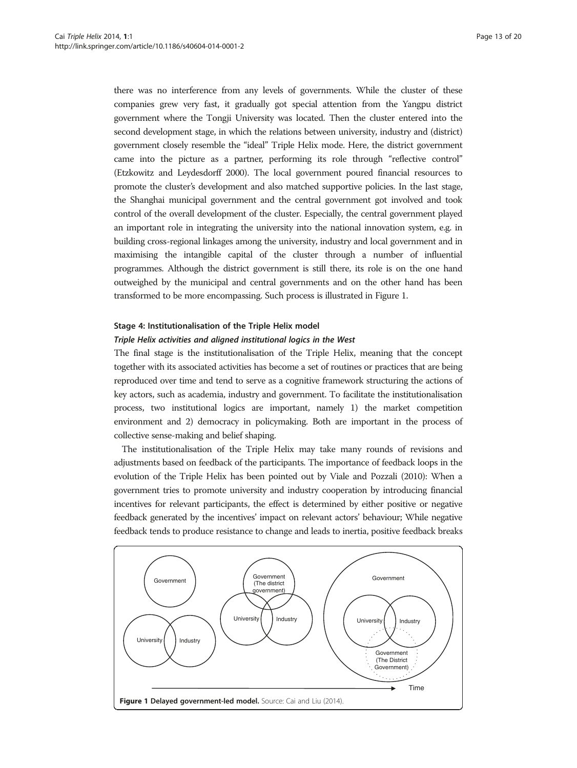there was no interference from any levels of governments. While the cluster of these companies grew very fast, it gradually got special attention from the Yangpu district government where the Tongji University was located. Then the cluster entered into the second development stage, in which the relations between university, industry and (district) government closely resemble the "ideal" Triple Helix mode. Here, the district government came into the picture as a partner, performing its role through "reflective control" (Etzkowitz and Leydesdorff 2000). The local government poured financial resources to promote the cluster's development and also matched supportive policies. In the last stage, the Shanghai municipal government and the central government got involved and took control of the overall development of the cluster. Especially, the central government played an important role in integrating the university into the national innovation system, e.g. in building cross-regional linkages among the university, industry and local government and in maximising the intangible capital of the cluster through a number of influential programmes. Although the district government is still there, its role is on the one hand outweighed by the municipal and central governments and on the other hand has been transformed to be more encompassing. Such process is illustrated in Figure 1.

#### Stage 4: Institutionalisation of the Triple Helix model

##### *Triple Helix activities and aligned institutional logics in the West*

The final stage is the institutionalisation of the Triple Helix, meaning that the concept together with its associated activities has become a set of routines or practices that are being reproduced over time and tend to serve as a cognitive framework structuring the actions of key actors, such as academia, industry and government. To facilitate the institutionalisation process, two institutional logics are important, namely 1) the market competition environment and 2) democracy in policymaking. Both are important in the process of collective sense-making and belief shaping.

The institutionalisation of the Triple Helix may take many rounds of revisions and adjustments based on feedback of the participants. The importance of feedback loops in the evolution of the Triple Helix has been pointed out by Viale and Pozzali (2010): When a government tries to promote university and industry cooperation by introducing financial incentives for relevant participants, the effect is determined by either positive or negative feedback generated by the incentives' impact on relevant actors' behaviour; While negative feedback tends to produce resistance to change and leads to inertia, positive feedback breaks

Government

University

Industry

Government (The district government)

University

Industry

Government

University

Industry

Government (The District Government)

Time

**Figure 1 Delayed government-led model.** Source: Cai and Liu (2014).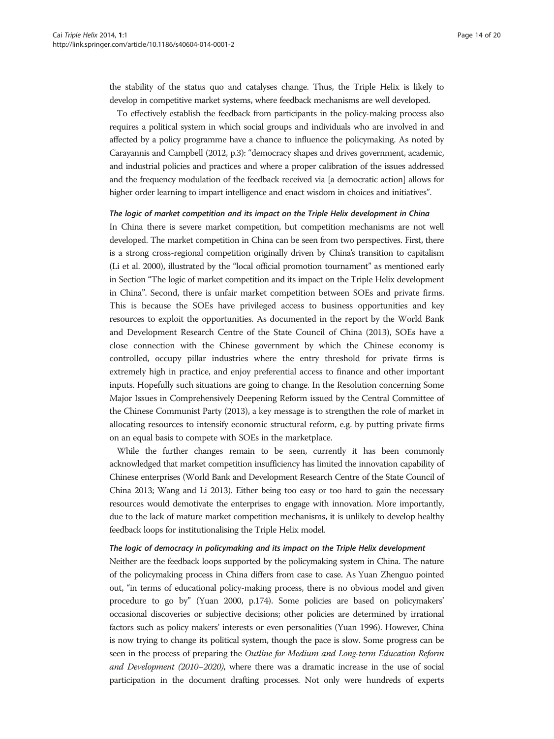the stability of the status quo and catalyses change. Thus, the Triple Helix is likely to develop in competitive market systems, where feedback mechanisms are well developed.

To effectively establish the feedback from participants in the policy-making process also requires a political system in which social groups and individuals who are involved in and affected by a policy programme have a chance to influence the policymaking. As noted by Carayannis and Campbell (2012, p.3): "democracy shapes and drives government, academic, and industrial policies and practices and where a proper calibration of the issues addressed and the frequency modulation of the feedback received via [a democratic action] allows for higher order learning to impart intelligence and enact wisdom in choices and initiatives".

#### *The logic of market competition and its impact on the Triple Helix development in China*

In China there is severe market competition, but competition mechanisms are not well developed. The market competition in China can be seen from two perspectives. First, there is a strong cross-regional competition originally driven by China's transition to capitalism (Li et al. 2000), illustrated by the "local official promotion tournament" as mentioned early in Section "The logic of market competition and its impact on the Triple Helix development in China". Second, there is unfair market competition between SOEs and private firms. This is because the SOEs have privileged access to business opportunities and key resources to exploit the opportunities. As documented in the report by the World Bank and Development Research Centre of the State Council of China (2013), SOEs have a close connection with the Chinese government by which the Chinese economy is controlled, occupy pillar industries where the entry threshold for private firms is extremely high in practice, and enjoy preferential access to finance and other important inputs. Hopefully such situations are going to change. In the Resolution concerning Some Major Issues in Comprehensively Deepening Reform issued by the Central Committee of the Chinese Communist Party (2013), a key message is to strengthen the role of market in allocating resources to intensify economic structural reform, e.g. by putting private firms on an equal basis to compete with SOEs in the marketplace.

While the further changes remain to be seen, currently it has been commonly acknowledged that market competition insufficiency has limited the innovation capability of Chinese enterprises (World Bank and Development Research Centre of the State Council of China 2013; Wang and Li 2013). Either being too easy or too hard to gain the necessary resources would demotivate the enterprises to engage with innovation. More importantly, due to the lack of mature market competition mechanisms, it is unlikely to develop healthy feedback loops for institutionalising the Triple Helix model.

#### *The logic of democracy in policymaking and its impact on the Triple Helix development*

Neither are the feedback loops supported by the policymaking system in China. The nature of the policymaking process in China differs from case to case. As Yuan Zhenguo pointed out, "in terms of educational policy-making process, there is no obvious model and given procedure to go by" (Yuan 2000, p.174). Some policies are based on policymakers' occasional discoveries or subjective decisions; other policies are determined by irrational factors such as policy makers' interests or even personalities (Yuan 1996). However, China is now trying to change its political system, though the pace is slow. Some progress can be seen in the process of preparing the *Outline for Medium and Long-term Education Reform and Development (2010–2020)*, where there was a dramatic increase in the use of social participation in the document drafting processes. Not only were hundreds of experts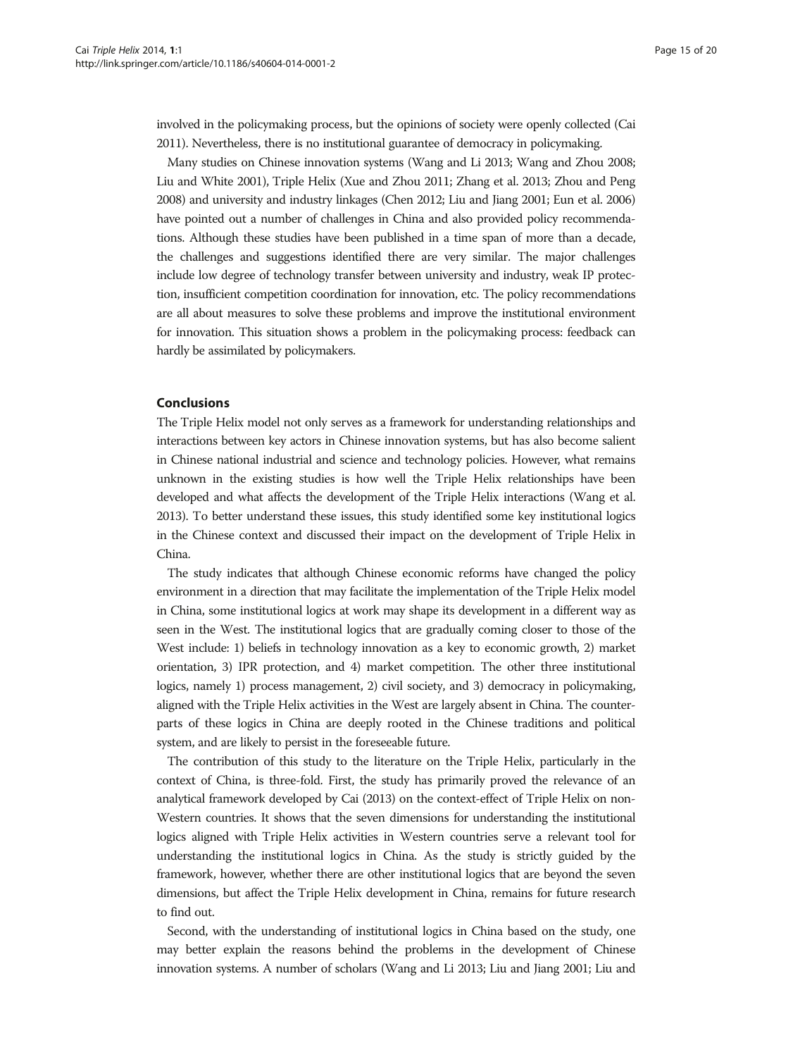involved in the policymaking process, but the opinions of society were openly collected (Cai 2011). Nevertheless, there is no institutional guarantee of democracy in policymaking.

Many studies on Chinese innovation systems (Wang and Li 2013; Wang and Zhou 2008; Liu and White 2001), Triple Helix (Xue and Zhou 2011; Zhang et al. 2013; Zhou and Peng 2008) and university and industry linkages (Chen 2012; Liu and Jiang 2001; Eun et al. 2006) have pointed out a number of challenges in China and also provided policy recommendations. Although these studies have been published in a time span of more than a decade, the challenges and suggestions identified there are very similar. The major challenges include low degree of technology transfer between university and industry, weak IP protection, insufficient competition coordination for innovation, etc. The policy recommendations are all about measures to solve these problems and improve the institutional environment for innovation. This situation shows a problem in the policymaking process: feedback can hardly be assimilated by policymakers.

## Conclusions

The Triple Helix model not only serves as a framework for understanding relationships and interactions between key actors in Chinese innovation systems, but has also become salient in Chinese national industrial and science and technology policies. However, what remains unknown in the existing studies is how well the Triple Helix relationships have been developed and what affects the development of the Triple Helix interactions (Wang et al. 2013). To better understand these issues, this study identified some key institutional logics in the Chinese context and discussed their impact on the development of Triple Helix in China.

The study indicates that although Chinese economic reforms have changed the policy environment in a direction that may facilitate the implementation of the Triple Helix model in China, some institutional logics at work may shape its development in a different way as seen in the West. The institutional logics that are gradually coming closer to those of the West include: 1) beliefs in technology innovation as a key to economic growth, 2) market orientation, 3) IPR protection, and 4) market competition. The other three institutional logics, namely 1) process management, 2) civil society, and 3) democracy in policymaking, aligned with the Triple Helix activities in the West are largely absent in China. The counterparts of these logics in China are deeply rooted in the Chinese traditions and political system, and are likely to persist in the foreseeable future.

The contribution of this study to the literature on the Triple Helix, particularly in the context of China, is three-fold. First, the study has primarily proved the relevance of an analytical framework developed by Cai (2013) on the context-effect of Triple Helix on non-Western countries. It shows that the seven dimensions for understanding the institutional logics aligned with Triple Helix activities in Western countries serve a relevant tool for understanding the institutional logics in China. As the study is strictly guided by the framework, however, whether there are other institutional logics that are beyond the seven dimensions, but affect the Triple Helix development in China, remains for future research to find out.

Second, with the understanding of institutional logics in China based on the study, one may better explain the reasons behind the problems in the development of Chinese innovation systems. A number of scholars (Wang and Li 2013; Liu and Jiang 2001; Liu and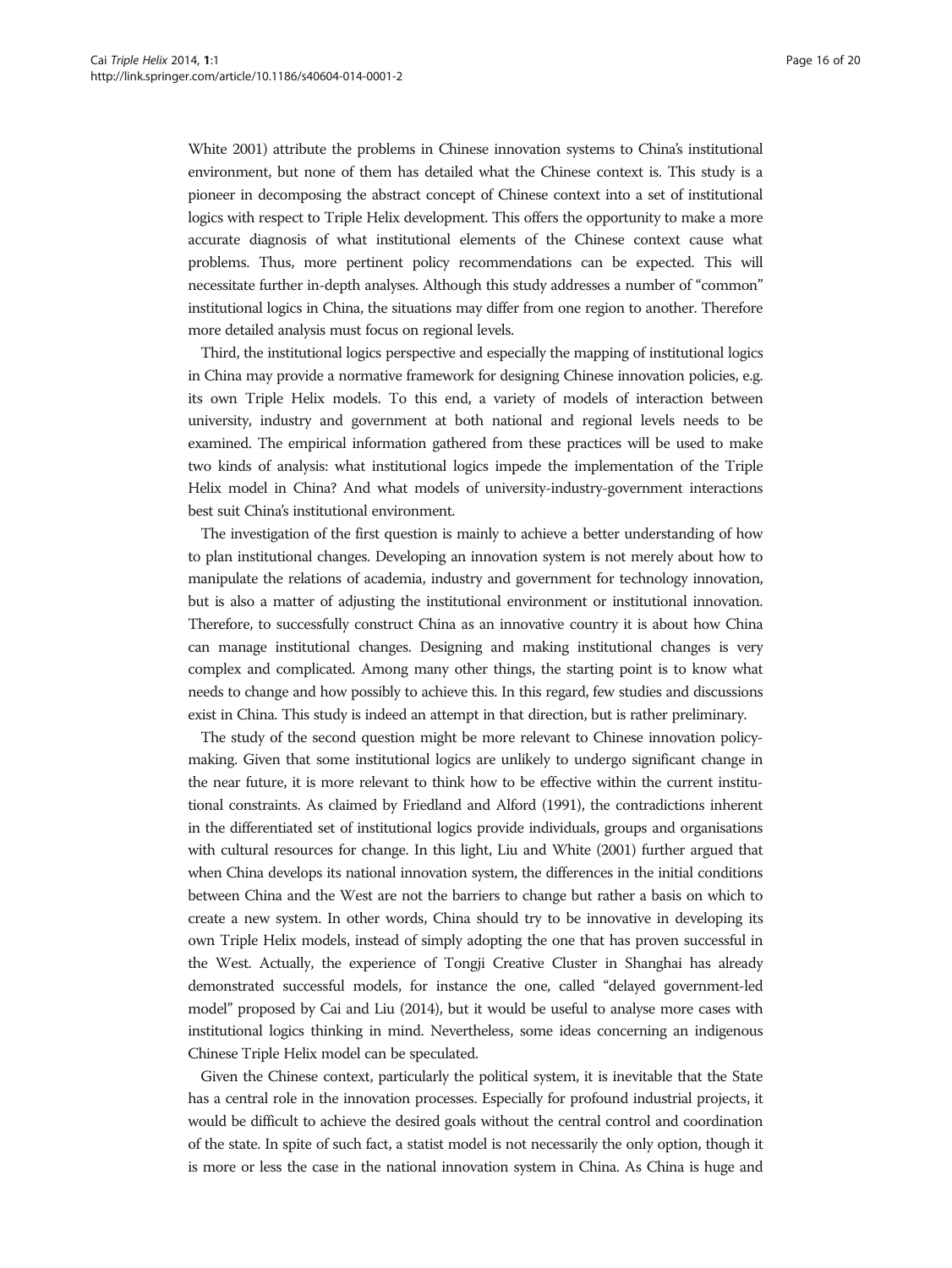White 2001) attribute the problems in Chinese innovation systems to China's institutional environment, but none of them has detailed what the Chinese context is. This study is a pioneer in decomposing the abstract concept of Chinese context into a set of institutional logics with respect to Triple Helix development. This offers the opportunity to make a more accurate diagnosis of what institutional elements of the Chinese context cause what problems. Thus, more pertinent policy recommendations can be expected. This will necessitate further in-depth analyses. Although this study addresses a number of "common" institutional logics in China, the situations may differ from one region to another. Therefore more detailed analysis must focus on regional levels.

Third, the institutional logics perspective and especially the mapping of institutional logics in China may provide a normative framework for designing Chinese innovation policies, e.g. its own Triple Helix models. To this end, a variety of models of interaction between university, industry and government at both national and regional levels needs to be examined. The empirical information gathered from these practices will be used to make two kinds of analysis: what institutional logics impede the implementation of the Triple Helix model in China? And what models of university-industry-government interactions best suit China's institutional environment.

The investigation of the first question is mainly to achieve a better understanding of how to plan institutional changes. Developing an innovation system is not merely about how to manipulate the relations of academia, industry and government for technology innovation, but is also a matter of adjusting the institutional environment or institutional innovation. Therefore, to successfully construct China as an innovative country it is about how China can manage institutional changes. Designing and making institutional changes is very complex and complicated. Among many other things, the starting point is to know what needs to change and how possibly to achieve this. In this regard, few studies and discussions exist in China. This study is indeed an attempt in that direction, but is rather preliminary.

The study of the second question might be more relevant to Chinese innovation policy-making. Given that some institutional logics are unlikely to undergo significant change in the near future, it is more relevant to think how to be effective within the current institutional constraints. As claimed by Friedland and Alford (1991), the contradictions inherent in the differentiated set of institutional logics provide individuals, groups and organisations with cultural resources for change. In this light, Liu and White (2001) further argued that when China develops its national innovation system, the differences in the initial conditions between China and the West are not the barriers to change but rather a basis on which to create a new system. In other words, China should try to be innovative in developing its own Triple Helix models, instead of simply adopting the one that has proven successful in the West. Actually, the experience of Tongji Creative Cluster in Shanghai has already demonstrated successful models, for instance the one, called "delayed government-led model" proposed by Cai and Liu (2014), but it would be useful to analyse more cases with institutional logics thinking in mind. Nevertheless, some ideas concerning an indigenous Chinese Triple Helix model can be speculated.

Given the Chinese context, particularly the political system, it is inevitable that the State has a central role in the innovation processes. Especially for profound industrial projects, it would be difficult to achieve the desired goals without the central control and coordination of the state. In spite of such fact, a statist model is not necessarily the only option, though it is more or less the case in the national innovation system in China. As China is huge and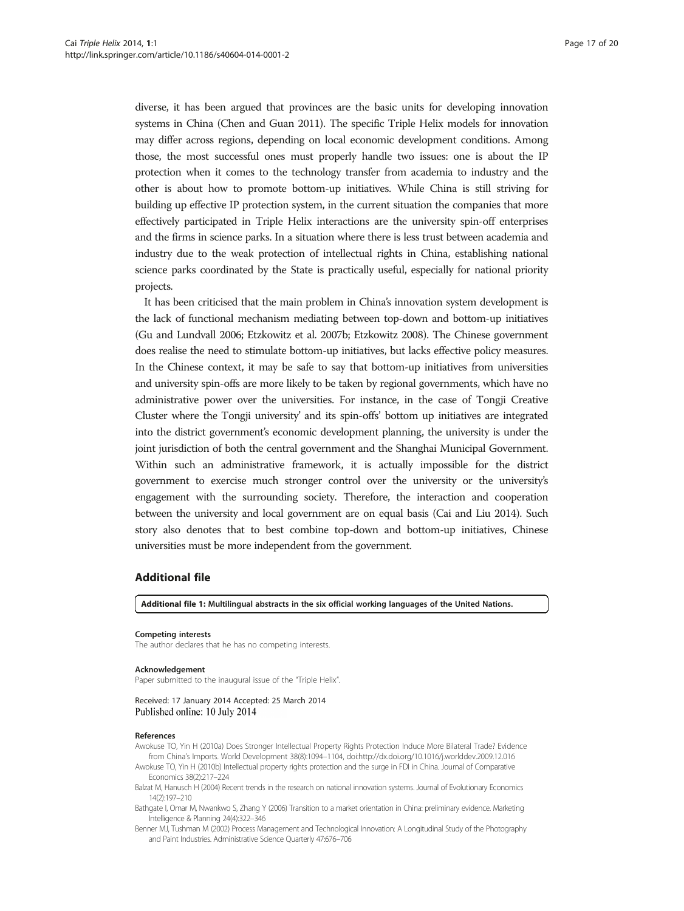diverse, it has been argued that provinces are the basic units for developing innovation systems in China (Chen and Guan 2011). The specific Triple Helix models for innovation may differ across regions, depending on local economic development conditions. Among those, the most successful ones must properly handle two issues: one is about the IP protection when it comes to the technology transfer from academia to industry and the other is about how to promote bottom-up initiatives. While China is still striving for building up effective IP protection system, in the current situation the companies that more effectively participated in Triple Helix interactions are the university spin-off enterprises and the firms in science parks. In a situation where there is less trust between academia and industry due to the weak protection of intellectual rights in China, establishing national science parks coordinated by the State is practically useful, especially for national priority projects.

It has been criticised that the main problem in China's innovation system development is the lack of functional mechanism mediating between top-down and bottom-up initiatives (Gu and Lundvall 2006; Etzkowitz et al. 2007b; Etzkowitz 2008). The Chinese government does realise the need to stimulate bottom-up initiatives, but lacks effective policy measures. In the Chinese context, it may be safe to say that bottom-up initiatives from universities and university spin-offs are more likely to be taken by regional governments, which have no administrative power over the universities. For instance, in the case of Tongji Creative Cluster where the Tongji university' and its spin-offs' bottom up initiatives are integrated into the district government's economic development planning, the university is under the joint jurisdiction of both the central government and the Shanghai Municipal Government. Within such an administrative framework, it is actually impossible for the district government to exercise much stronger control over the university or the university's engagement with the surrounding society. Therefore, the interaction and cooperation between the university and local government are on equal basis (Cai and Liu 2014). Such story also denotes that to best combine top-down and bottom-up initiatives, Chinese universities must be more independent from the government.

## Additional file

**Additional file 1: Multilingual abstracts in the six official working languages of the United Nations.**

#### Competing interests

The author declares that he has no competing interests.

#### Acknowledgement

Paper submitted to the inaugural issue of the "Triple Helix".

Received: 17 January 2014 Accepted: 25 March 2014
Published online: 10 July 2014

#### References

Awokuse TO, Yin H (2010a) Does Stronger Intellectual Property Rights Protection Induce More Bilateral Trade? Evidence from China's Imports. World Development 38(8):1094–1104, doi:http://dx.doi.org/10.1016/j.worlddev.2009.12.016

Awokuse TO, Yin H (2010b) Intellectual property rights protection and the surge in FDI in China. Journal of Comparative Economics 38(2):217–224

Balzat M, Hanusch H (2004) Recent trends in the research on national innovation systems. Journal of Evolutionary Economics 14(2):197–210

Bathgate I, Omar M, Nwankwo S, Zhang Y (2006) Transition to a market orientation in China: preliminary evidence. Marketing Intelligence & Planning 24(4):322–346

Benner MJ, Tushman M (2002) Process Management and Technological Innovation: A Longitudinal Study of the Photography and Paint Industries. Administrative Science Quarterly 47:676–706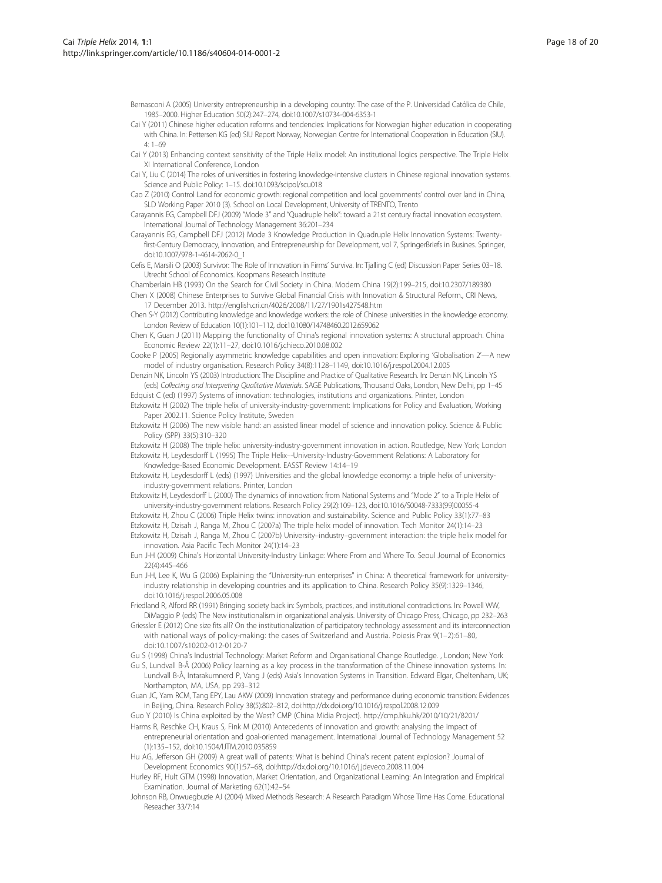Bernasconi A (2005) University entrepreneurship in a developing country: The case of the P. Universidad Católica de Chile, 1985–2000. Higher Education 50(2):247–274, doi:10.1007/s10734-004-6353-1

Cai Y (2011) Chinese higher education reforms and tendencies: Implications for Norwegian higher education in cooperating with China. In: Pettersen KG (ed) SIU Report Norway, Norwegian Centre for International Cooperation in Education (SIU). 4: 1–69

Cai Y (2013) Enhancing context sensitivity of the Triple Helix model: An institutional logics perspective. The Triple Helix XI International Conference, London

Cai Y, Liu C (2014) The roles of universities in fostering knowledge-intensive clusters in Chinese regional innovation systems. Science and Public Policy: 1–15. doi:10.1093/scipol/scu018

Cao Z (2010) Control Land for economic growth: regional competition and local governments' control over land in China, SLD Working Paper 2010 (3). School on Local Development, University of TRENTO, Trento

Carayannis EG, Campbell DFJ (2009) "Mode 3" and "Quadruple helix": toward a 21st century fractal innovation ecosystem. International Journal of Technology Management 36:201–234

Carayannis EG, Campbell DFJ (2012) Mode 3 Knowledge Production in Quadruple Helix Innovation Systems: Twenty-first-Century Democracy, Innovation, and Entrepreneurship for Development, vol 7, SpringerBriefs in Busines. Springer, doi:10.1007/978-1-4614-2062-0_1

Cefis E, Marsili O (2003) Survivor: The Role of Innovation in Firms' Surviva. In: Tjalling C (ed) Discussion Paper Series 03–18. Utrecht School of Economics. Koopmans Research Institute

Chamberlain HB (1993) On the Search for Civil Society in China. Modern China 19(2):199–215, doi:10.2307/189380

Chen X (2008) Chinese Enterprises to Survive Global Financial Crisis with Innovation & Structural Reform., CRI News, 17 December 2013. http://english.cri.cn/4026/2008/11/27/1901s427548.htm

Chen S-Y (2012) Contributing knowledge and knowledge workers: the role of Chinese universities in the knowledge economy. London Review of Education 10(1):101–112, doi:10.1080/14748460.2012.659062

Chen K, Guan J (2011) Mapping the functionality of China's regional innovation systems: A structural approach. China Economic Review 22(1):11–27, doi:10.1016/j.chieco.2010.08.002

Cooke P (2005) Regionally asymmetric knowledge capabilities and open innovation: Exploring 'Globalisation 2'—A new model of industry organisation. Research Policy 34(8):1128–1149, doi:10.1016/j.respol.2004.12.005

Denzin NK, Lincoln YS (2003) Introduction: The Discipline and Practice of Qualitative Research. In: Denzin NK, Lincoln YS (eds) *Collecting and Interpreting Qualitative Materials*. SAGE Publications, Thousand Oaks, London, New Delhi, pp 1–45

Edquist C (ed) (1997) Systems of innovation: technologies, institutions and organizations. Printer, London

Etzkowitz H (2002) The triple helix of university-industry-government: Implications for Policy and Evaluation, Working Paper 2002.11. Science Policy Institute, Sweden

Etzkowitz H (2006) The new visible hand: an assisted linear model of science and innovation policy. Science & Public Policy (SPP) 33(5):310–320

Etzkowitz H (2008) The triple helix: university-industry-government innovation in action. Routledge, New York; London

Etzkowitz H, Leydesdorff L (1995) The Triple Helix–-University-Industry-Government Relations: A Laboratory for Knowledge-Based Economic Development. EASST Review 14:14–19

Etzkowitz H, Leydesdorff L (eds) (1997) Universities and the global knowledge economy: a triple helix of university-industry-government relations. Printer, London

Etzkowitz H, Leydesdorff L (2000) The dynamics of innovation: from National Systems and "Mode 2" to a Triple Helix of university-industry-government relations. Research Policy 29(2):109–123, doi:10.1016/S0048-7333(99)00055-4

Etzkowitz H, Zhou C (2006) Triple Helix twins: innovation and sustainability. Science and Public Policy 33(1):77–83

Etzkowitz H, Dzisah J, Ranga M, Zhou C (2007a) The triple helix model of innovation. Tech Monitor 24(1):14–23

Etzkowitz H, Dzisah J, Ranga M, Zhou C (2007b) University–industry–government interaction: the triple helix model for innovation. Asia Pacific Tech Monitor 24(1):14–23

Eun J-H (2009) China's Horizontal University-Industry Linkage: Where From and Where To. Seoul Journal of Economics 22(4):445–466

Eun J-H, Lee K, Wu G (2006) Explaining the "University-run enterprises" in China: A theoretical framework for university-industry relationship in developing countries and its application to China. Research Policy 35(9):1329–1346, doi:10.1016/j.respol.2006.05.008

Friedland R, Alford RR (1991) Bringing society back in: Symbols, practices, and institutional contradictions. In: Powell WW, DiMaggio P (eds) The New institutionalism in organizational analysis. University of Chicago Press, Chicago, pp 232–263

Griessler E (2012) One size fits all? On the institutionalization of participatory technology assessment and its interconnection with national ways of policy-making: the cases of Switzerland and Austria. Poiesis Prax 9(1–2):61–80, doi:10.1007/s10202-012-0120-7

Gu S (1998) China's Industrial Technology: Market Reform and Organisational Change Routledge. , London; New York

Gu S, Lundvall B-Å (2006) Policy learning as a key process in the transformation of the Chinese innovation systems. In: Lundvall B-Å, Intarakumnerd P, Vang J (eds) Asia's Innovation Systems in Transition. Edward Elgar, Cheltenham, UK; Northampton, MA, USA, pp 293–312

Guan JC, Yam RCM, Tang EPY, Lau AKW (2009) Innovation strategy and performance during economic transition: Evidences in Beijing, China. Research Policy 38(5):802–812, doi:http://dx.doi.org/10.1016/j.respol.2008.12.009

Guo Y (2010) Is China exploited by the West? CMP (China Midia Project). http://cmp.hku.hk/2010/10/21/8201/

Harms R, Reschke CH, Kraus S, Fink M (2010) Antecedents of innovation and growth: analysing the impact of entrepreneurial orientation and goal-oriented management. International Journal of Technology Management 52 (1):135–152, doi:10.1504/IJTM.2010.035859

Hu AG, Jefferson GH (2009) A great wall of patents: What is behind China's recent patent explosion? Journal of Development Economics 90(1):57–68, doi:http://dx.doi.org/10.1016/j.jdeveco.2008.11.004

Hurley RF, Hult GTM (1998) Innovation, Market Orientation, and Organizational Learning: An Integration and Empirical Examination. Journal of Marketing 62(1):42–54

Johnson RB, Onwuegbuzie AJ (2004) Mixed Methods Research: A Research Paradigm Whose Time Has Come. Educational Reseacher 33/7:14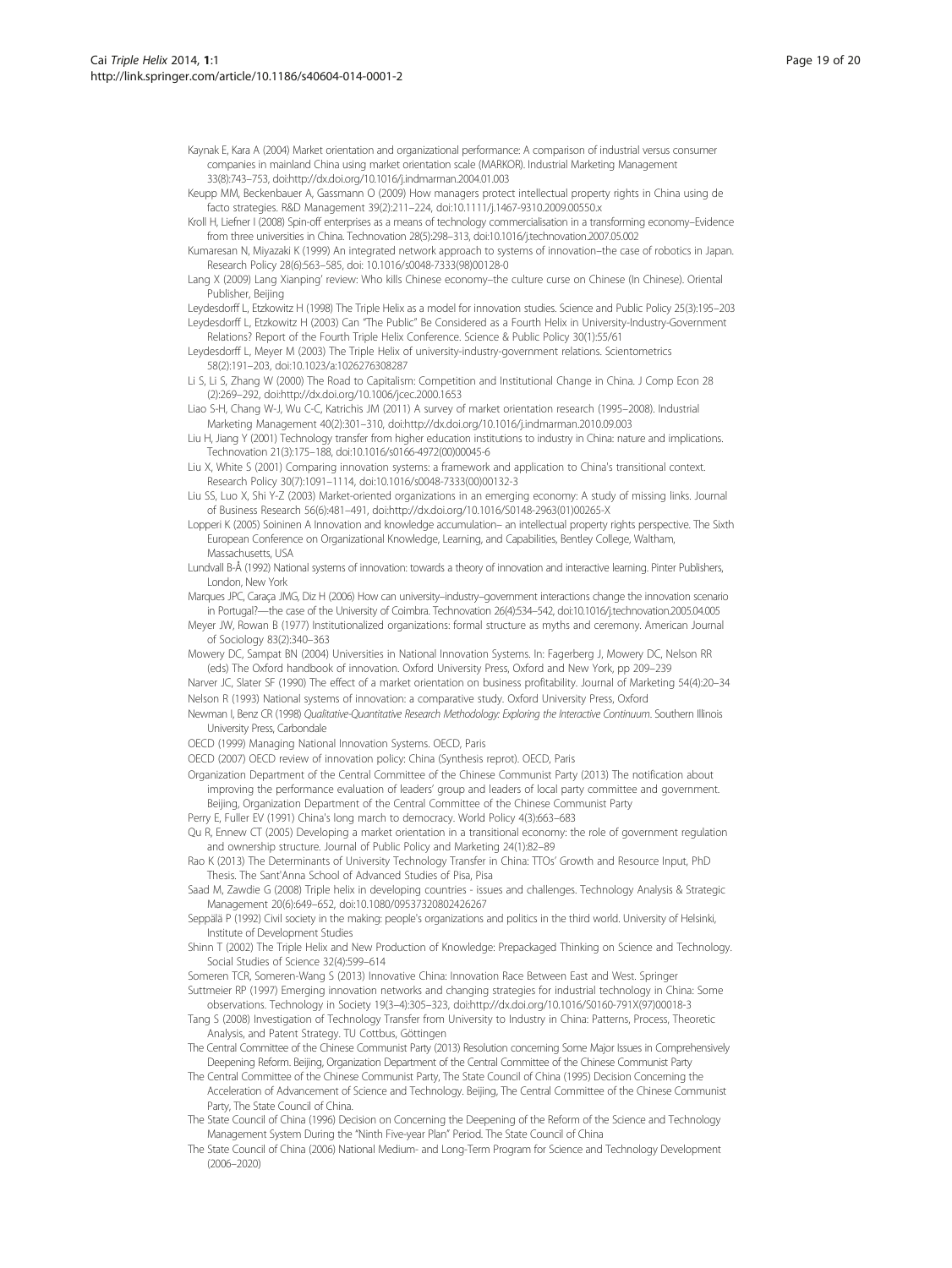Kaynak E, Kara A (2004) Market orientation and organizational performance: A comparison of industrial versus consumer companies in mainland China using market orientation scale (MARKOR). Industrial Marketing Management 33(8):743–753, doi:http://dx.doi.org/10.1016/j.indmarman.2004.01.003

Keupp MM, Beckenbauer A, Gassmann O (2009) How managers protect intellectual property rights in China using de facto strategies. R&D Management 39(2):211–224, doi:10.1111/j.1467-9310.2009.00550.x

Kroll H, Liefner I (2008) Spin-off enterprises as a means of technology commercialisation in a transforming economy–Evidence from three universities in China. Technovation 28(5):298–313, doi:10.1016/j.technovation.2007.05.002

Kumaresan N, Miyazaki K (1999) An integrated network approach to systems of innovation–the case of robotics in Japan. Research Policy 28(6):563–585, doi: 10.1016/s0048-7333(98)00128-0

Lang X (2009) Lang Xianping' review: Who kills Chinese economy–the culture curse on Chinese (In Chinese). Oriental Publisher, Beijing

Leydesdorff L, Etzkowitz H (1998) The Triple Helix as a model for innovation studies. Science and Public Policy 25(3):195–203

Leydesdorff L, Etzkowitz H (2003) Can "The Public" Be Considered as a Fourth Helix in University-Industry-Government Relations? Report of the Fourth Triple Helix Conference. Science & Public Policy 30(1):55/61

Leydesdorff L, Meyer M (2003) The Triple Helix of university-industry-government relations. Scientometrics 58(2):191–203, doi:10.1023/a:1026276308287

Li S, Li S, Zhang W (2000) The Road to Capitalism: Competition and Institutional Change in China. J Comp Econ 28 (2):269–292, doi:http://dx.doi.org/10.1006/jcec.2000.1653

Liao S-H, Chang W-J, Wu C-C, Katrichis JM (2011) A survey of market orientation research (1995–2008). Industrial Marketing Management 40(2):301–310, doi:http://dx.doi.org/10.1016/j.indmarman.2010.09.003

Liu H, Jiang Y (2001) Technology transfer from higher education institutions to industry in China: nature and implications. Technovation 21(3):175–188, doi:10.1016/s0166-4972(00)00045-6

Liu X, White S (2001) Comparing innovation systems: a framework and application to China's transitional context. Research Policy 30(7):1091–1114, doi:10.1016/s0048-7333(00)00132-3

Liu SS, Luo X, Shi Y-Z (2003) Market-oriented organizations in an emerging economy: A study of missing links. Journal of Business Research 56(6):481–491, doi:http://dx.doi.org/10.1016/S0148-2963(01)00265-X

Lopperi K (2005) Soininen A Innovation and knowledge accumulation– an intellectual property rights perspective. The Sixth European Conference on Organizational Knowledge, Learning, and Capabilities, Bentley College, Waltham, Massachusetts, USA

Lundvall B-Å (1992) National systems of innovation: towards a theory of innovation and interactive learning. Pinter Publishers, London, New York

Marques JPC, Caraça JMG, Diz H (2006) How can university–industry–government interactions change the innovation scenario in Portugal?—the case of the University of Coimbra. Technovation 26(4):534–542, doi:10.1016/j.technovation.2005.04.005

Meyer JW, Rowan B (1977) Institutionalized organizations: formal structure as myths and ceremony. American Journal of Sociology 83(2):340–363

Mowery DC, Sampat BN (2004) Universities in National Innovation Systems. In: Fagerberg J, Mowery DC, Nelson RR (eds) The Oxford handbook of innovation. Oxford University Press, Oxford and New York, pp 209–239

Narver JC, Slater SF (1990) The effect of a market orientation on business profitability. Journal of Marketing 54(4):20–34

Nelson R (1993) National systems of innovation: a comparative study. Oxford University Press, Oxford

Newman I, Benz CR (1998) *Qualitative-Quantitative Research Methodology: Exploring the Interactive Continuum*. Southern Illinois University Press, Carbondale

OECD (1999) Managing National Innovation Systems. OECD, Paris

OECD (2007) OECD review of innovation policy: China (Synthesis reprot). OECD, Paris

Organization Department of the Central Committee of the Chinese Communist Party (2013) The notification about improving the performance evaluation of leaders' group and leaders of local party committee and government. Beijing, Organization Department of the Central Committee of the Chinese Communist Party

Perry E, Fuller EV (1991) China's long march to democracy. World Policy 4(3):663–683

Qu R, Ennew CT (2005) Developing a market orientation in a transitional economy: the role of government regulation and ownership structure. Journal of Public Policy and Marketing 24(1):82–89

Rao K (2013) The Determinants of University Technology Transfer in China: TTOs' Growth and Resource Input, PhD Thesis. The Sant'Anna School of Advanced Studies of Pisa, Pisa

Saad M, Zawdie G (2008) Triple helix in developing countries - issues and challenges. Technology Analysis & Strategic Management 20(6):649–652, doi:10.1080/09537320802426267

Seppälä P (1992) Civil society in the making: people's organizations and politics in the third world. University of Helsinki, Institute of Development Studies

Shinn T (2002) The Triple Helix and New Production of Knowledge: Prepackaged Thinking on Science and Technology. Social Studies of Science 32(4):599–614

Someren TCR, Someren-Wang S (2013) Innovative China: Innovation Race Between East and West. Springer

Suttmeier RP (1997) Emerging innovation networks and changing strategies for industrial technology in China: Some observations. Technology in Society 19(3–4):305–323, doi:http://dx.doi.org/10.1016/S0160-791X(97)00018-3

Tang S (2008) Investigation of Technology Transfer from University to Industry in China: Patterns, Process, Theoretic Analysis, and Patent Strategy. TU Cottbus, Göttingen

The Central Committee of the Chinese Communist Party (2013) Resolution concerning Some Major Issues in Comprehensively Deepening Reform. Beijing, Organization Department of the Central Committee of the Chinese Communist Party

The Central Committee of the Chinese Communist Party, The State Council of China (1995) Decision Concerning the Acceleration of Advancement of Science and Technology. Beijing, The Central Committee of the Chinese Communist Party, The State Council of China.

The State Council of China (1996) Decision on Concerning the Deepening of the Reform of the Science and Technology Management System During the "Ninth Five-year Plan" Period. The State Council of China

The State Council of China (2006) National Medium- and Long-Term Program for Science and Technology Development (2006–2020)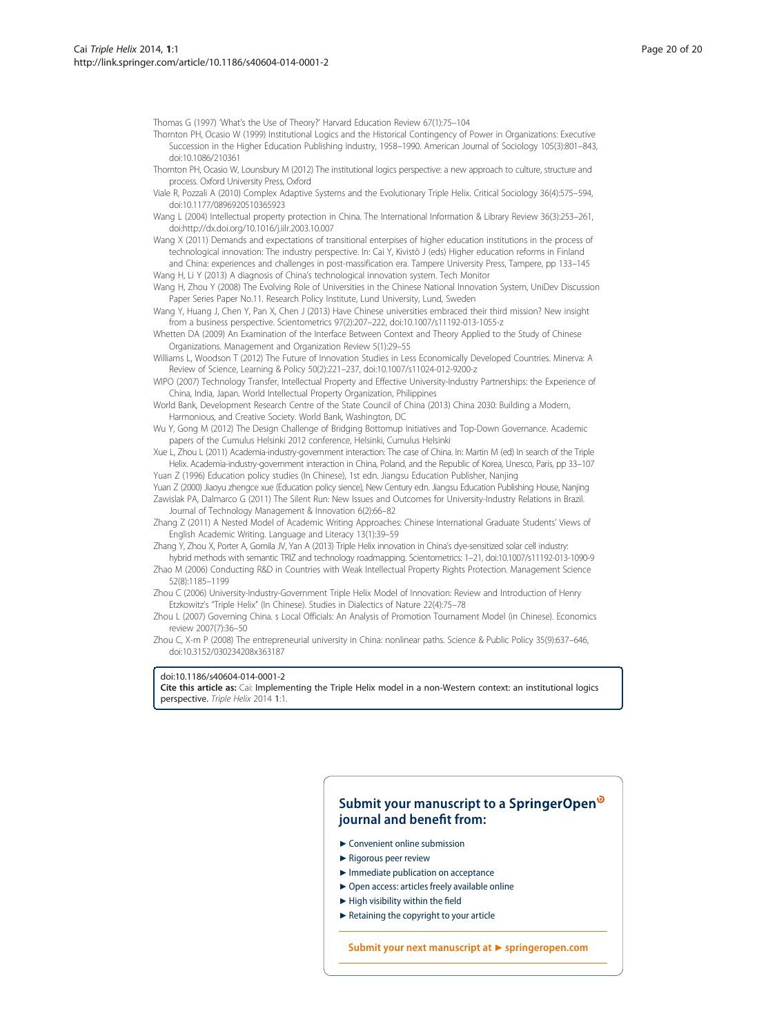Thomas G (1997) 'What's the Use of Theory?' Harvard Education Review 67(1):75–104

Thornton PH, Ocasio W (1999) Institutional Logics and the Historical Contingency of Power in Organizations: Executive Succession in the Higher Education Publishing Industry, 1958–1990. American Journal of Sociology 105(3):801–843, doi:10.1086/210361

Thornton PH, Ocasio W, Lounsbury M (2012) The institutional logics perspective: a new approach to culture, structure and process. Oxford University Press, Oxford

Viale R, Pozzali A (2010) Complex Adaptive Systems and the Evolutionary Triple Helix. Critical Sociology 36(4):575–594, doi:10.1177/0896920510365923

Wang L (2004) Intellectual property protection in China. The International Information & Library Review 36(3):253–261, doi:http://dx.doi.org/10.1016/j.iilr.2003.10.007

Wang X (2011) Demands and expectations of transitional enterpises of higher education institutions in the process of technological innovation: The industry perspective. In: Cai Y, Kivistö J (eds) Higher education reforms in Finland and China: experiences and challenges in post-massification era. Tampere University Press, Tampere, pp 133–145

Wang H, Li Y (2013) A diagnosis of China's technological innovation system. Tech Monitor

Wang H, Zhou Y (2008) The Evolving Role of Universities in the Chinese National Innovation System, UniDev Discussion Paper Series Paper No.11. Research Policy Institute, Lund University, Lund, Sweden

Wang Y, Huang J, Chen Y, Pan X, Chen J (2013) Have Chinese universities embraced their third mission? New insight from a business perspective. Scientometrics 97(2):207–222, doi:10.1007/s11192-013-1055-z

Whetten DA (2009) An Examination of the Interface Between Context and Theory Applied to the Study of Chinese Organizations. Management and Organization Review 5(1):29–55

Williams L, Woodson T (2012) The Future of Innovation Studies in Less Economically Developed Countries. Minerva: A Review of Science, Learning & Policy 50(2):221–237, doi:10.1007/s11024-012-9200-z

WIPO (2007) Technology Transfer, Intellectual Property and Effective University-Industry Partnerships: the Experience of China, India, Japan. World Intellectual Property Organization, Philippines

World Bank, Development Research Centre of the State Council of China (2013) China 2030: Building a Modern, Harmonious, and Creative Society. World Bank, Washington, DC

Wu Y, Gong M (2012) The Design Challenge of Bridging Bottomup Initiatives and Top-Down Governance. Academic papers of the Cumulus Helsinki 2012 conference, Helsinki, Cumulus Helsinki

Xue L, Zhou L (2011) Academia-industry-government interaction: The case of China. In: Martin M (ed) In search of the Triple Helix. Academia-industry-government interaction in China, Poland, and the Republic of Korea, Unesco, Paris, pp 33–107

Yuan Z (1996) Education policy studies (In Chinese), 1st edn. Jiangsu Education Publisher, Nanjing

Yuan Z (2000) Jiaoyu zhengce xue (Education policy sience), New Century edn. Jiangsu Education Publishing House, Nanjing

Zawislak PA, Dalmarco G (2011) The Silent Run: New Issues and Outcomes for University-Industry Relations in Brazil. Journal of Technology Management & Innovation 6(2):66–82

Zhang Z (2011) A Nested Model of Academic Writing Approaches: Chinese International Graduate Students' Views of English Academic Writing. Language and Literacy 13(1):39–59

Zhang Y, Zhou X, Porter A, Gomila JV, Yan A (2013) Triple Helix innovation in China's dye-sensitized solar cell industry: hybrid methods with semantic TRIZ and technology roadmapping. Scientometrics: 1–21, doi:10.1007/s11192-013-1090-9

Zhao M (2006) Conducting R&D in Countries with Weak Intellectual Property Rights Protection. Management Science 52(8):1185–1199

Zhou C (2006) University-Industry-Government Triple Helix Model of Innovation: Review and Introduction of Henry Etzkowitz's "Triple Helix" (In Chinese). Studies in Dialectics of Nature 22(4):75–78

Zhou L (2007) Governing China. s Local Officials: An Analysis of Promotion Tournament Model (in Chinese). Economics review 2007(7):36–50

Zhou C, X-m P (2008) The entrepreneurial university in China: nonlinear paths. Science & Public Policy 35(9):637–646, doi:10.3152/030234208x363187

doi:10.1186/s40604-014-0001-2

**Cite this article as:** Cai: Implementing the Triple Helix model in a non-Western context: an institutional logics perspective. *Triple Helix* 2014 **1**:1.

**Submit your manuscript to a SpringerOpen journal and benefit from:**

- ► Convenient online submission
- ► Rigorous peer review
- ► Immediate publication on acceptance
- ► Open access: articles freely available online
- ► High visibility within the field
- ► Retaining the copyright to your article

**Submit your next manuscript at ► springeropen.com**